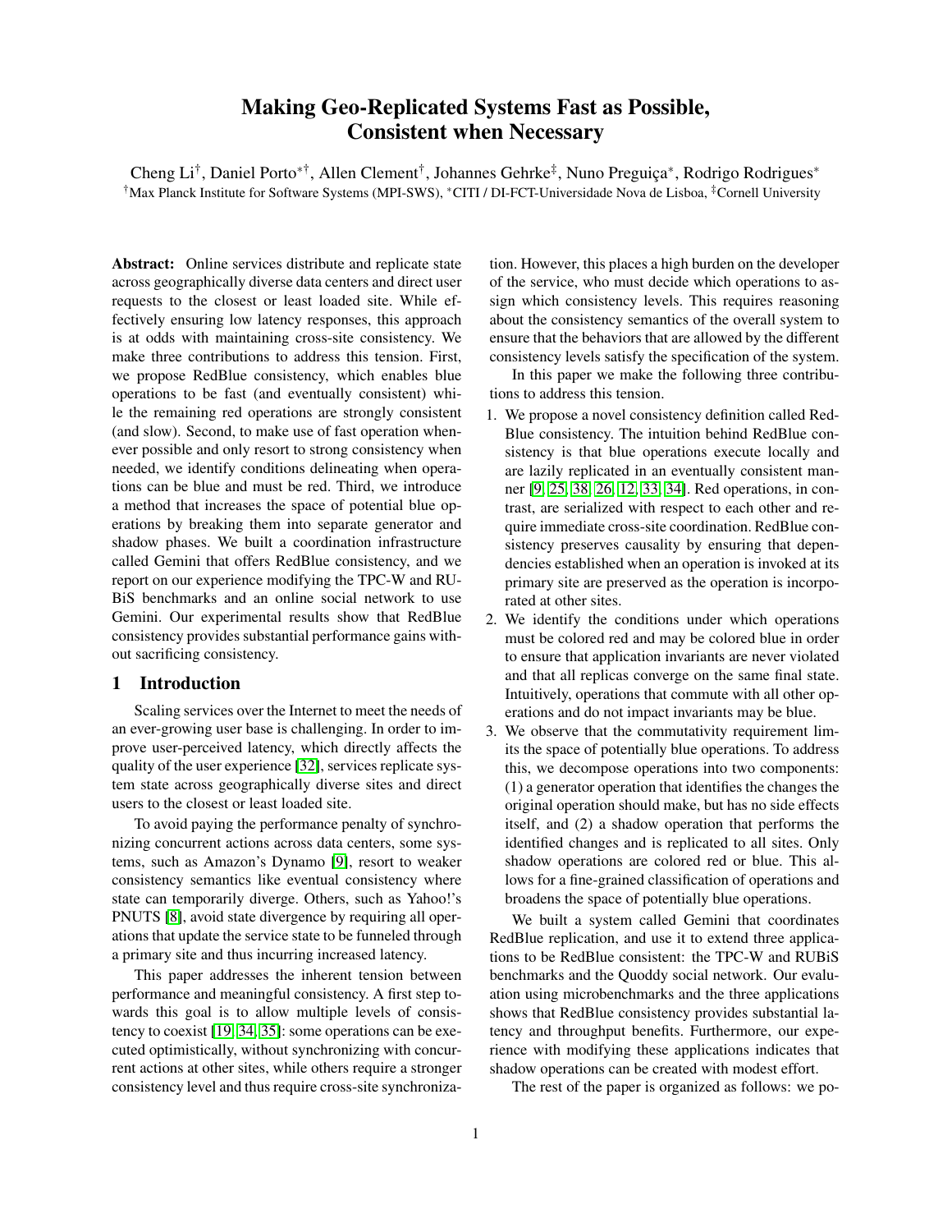# Making Geo-Replicated Systems Fast as Possible, Consistent when Necessary

Cheng Li[†], Daniel Porto[*†], Allen Clement[†], Johannes Gehrke[‡], Nuno Preguiça[*], Rodrigo Rodrigues[*]

[†]Max Planck Institute for Software Systems (MPI-SWS), [*]CITI / DI-FCT-Universidade Nova de Lisboa, [‡]Cornell University

**Abstract:** Online services distribute and replicate state across geographically diverse data centers and direct user requests to the closest or least loaded site. While effectively ensuring low latency responses, this approach is at odds with maintaining cross-site consistency. We make three contributions to address this tension. First, we propose RedBlue consistency, which enables blue operations to be fast (and eventually consistent) while the remaining red operations are strongly consistent (and slow). Second, to make use of fast operation whenever possible and only resort to strong consistency when needed, we identify conditions delineating when operations can be blue and must be red. Third, we introduce a method that increases the space of potential blue operations by breaking them into separate generator and shadow phases. We built a coordination infrastructure called Gemini that offers RedBlue consistency, and we report on our experience modifying the TPC-W and RUBiS benchmarks and an online social network to use Gemini. Our experimental results show that RedBlue consistency provides substantial performance gains without sacrificing consistency.

## 1 Introduction

Scaling services over the Internet to meet the needs of an ever-growing user base is challenging. In order to improve user-perceived latency, which directly affects the quality of the user experience [32], services replicate system state across geographically diverse sites and direct users to the closest or least loaded site.

To avoid paying the performance penalty of synchronizing concurrent actions across data centers, some systems, such as Amazon's Dynamo [9], resort to weaker consistency semantics like eventual consistency where state can temporarily diverge. Others, such as Yahoo!'s PNUTS [8], avoid state divergence by requiring all operations that update the service state to be funneled through a primary site and thus incurring increased latency.

This paper addresses the inherent tension between performance and meaningful consistency. A first step towards this goal is to allow multiple levels of consistency to coexist [19, 34, 35]: some operations can be executed optimistically, without synchronizing with concurrent actions at other sites, while others require a stronger consistency level and thus require cross-site synchronization. However, this places a high burden on the developer of the service, who must decide which operations to assign which consistency levels. This requires reasoning about the consistency semantics of the overall system to ensure that the behaviors that are allowed by the different consistency levels satisfy the specification of the system.

In this paper we make the following three contributions to address this tension.

1. We propose a novel consistency definition called RedBlue consistency. The intuition behind RedBlue consistency is that blue operations execute locally and are lazily replicated in an eventually consistent manner [9, 25, 38, 26, 12, 33, 34]. Red operations, in contrast, are serialized with respect to each other and require immediate cross-site coordination. RedBlue consistency preserves causality by ensuring that dependencies established when an operation is invoked at its primary site are preserved as the operation is incorporated at other sites.
2. We identify the conditions under which operations must be colored red and may be colored blue in order to ensure that application invariants are never violated and that all replicas converge on the same final state. Intuitively, operations that commute with all other operations and do not impact invariants may be blue.
3. We observe that the commutativity requirement limits the space of potentially blue operations. To address this, we decompose operations into two components: (1) a generator operation that identifies the changes the original operation should make, but has no side effects itself, and (2) a shadow operation that performs the identified changes and is replicated to all sites. Only shadow operations are colored red or blue. This allows for a fine-grained classification of operations and broadens the space of potentially blue operations.

We built a system called Gemini that coordinates RedBlue replication, and use it to extend three applications to be RedBlue consistent: the TPC-W and RUBiS benchmarks and the Quoddy social network. Our evaluation using microbenchmarks and the three applications shows that RedBlue consistency provides substantial latency and throughput benefits. Furthermore, our experience with modifying these applications indicates that shadow operations can be created with modest effort.

The rest of the paper is organized as follows: we po-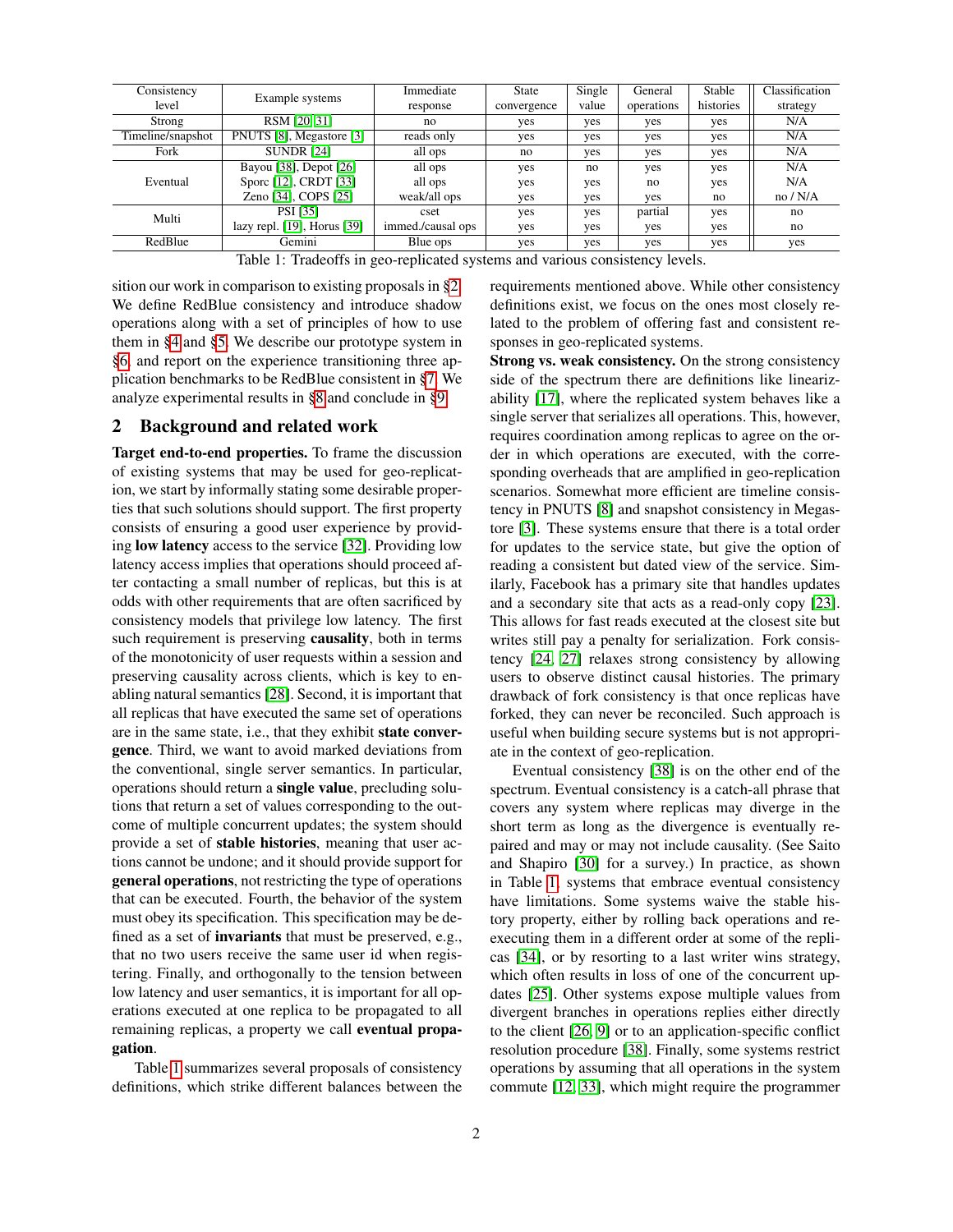| Consistency level | Example systems | Immediate response | State convergence | Single value | General operations | Stable histories | Classification strategy |
|---|---|---|---|---|---|---|---|
| Strong | RSM [20, 31] | no | yes | yes | yes | yes | N/A |
| Timeline/snapshot | PNUTS [8], Megastore [3] | reads only | yes | yes | yes | yes | N/A |
| Fork | SUNDR [24] | all ops | no | yes | yes | yes | N/A |
| Eventual | Bayou [38], Depot [26] | all ops | yes | no | yes | yes | N/A |
| | Sporc [12], CRDT [33] | all ops | yes | yes | no | yes | N/A |
| | Zeno [34], COPS [25] | weak/all ops | yes | yes | yes | no | no / N/A |
| Multi | PSI [35] | cset | yes | yes | partial | yes | no |
| | lazy repl. [19], Horus [39] | immed./causal ops | yes | yes | yes | yes | no |
| RedBlue | Gemini | Blue ops | yes | yes | yes | yes | yes |

Table 1: Tradeoffs in geo-replicated systems and various consistency levels.

sition our work in comparison to existing proposals in §2. We define RedBlue consistency and introduce shadow operations along with a set of principles of how to use them in §4 and §5. We describe our prototype system in §6, and report on the experience transitioning three application benchmarks to be RedBlue consistent in §7. We analyze experimental results in §8 and conclude in §9.

## 2 Background and related work

**Target end-to-end properties.** To frame the discussion of existing systems that may be used for geo-replication, we start by informally stating some desirable properties that such solutions should support. The first property consists of ensuring a good user experience by providing **low latency** access to the service [32]. Providing low latency access implies that operations should proceed after contacting a small number of replicas, but this is at odds with other requirements that are often sacrificed by consistency models that privilege low latency. The first such requirement is preserving **causality**, both in terms of the monotonicity of user requests within a session and preserving causality across clients, which is key to enabling natural semantics [28]. Second, it is important that all replicas that have executed the same set of operations are in the same state, i.e., that they exhibit **state convergence**. Third, we want to avoid marked deviations from the conventional, single server semantics. In particular, operations should return a **single value**, precluding solutions that return a set of values corresponding to the outcome of multiple concurrent updates; the system should provide a set of **stable histories**, meaning that user actions cannot be undone; and it should provide support for **general operations**, not restricting the type of operations that can be executed. Fourth, the behavior of the system must obey its specification. This specification may be defined as a set of **invariants** that must be preserved, e.g., that no two users receive the same user id when registering. Finally, and orthogonally to the tension between low latency and user semantics, it is important for all operations executed at one replica to be propagated to all remaining replicas, a property we call **eventual propagation**.

Table 1 summarizes several proposals of consistency definitions, which strike different balances between the requirements mentioned above. While other consistency definitions exist, we focus on the ones most closely related to the problem of offering fast and consistent responses in geo-replicated systems.

**Strong vs. weak consistency.** On the strong consistency side of the spectrum there are definitions like linearizability [17], where the replicated system behaves like a single server that serializes all operations. This, however, requires coordination among replicas to agree on the order in which operations are executed, with the corresponding overheads that are amplified in geo-replication scenarios. Somewhat more efficient are timeline consistency in PNUTS [8] and snapshot consistency in Megastore [3]. These systems ensure that there is a total order for updates to the service state, but give the option of reading a consistent but dated view of the service. Similarly, Facebook has a primary site that handles updates and a secondary site that acts as a read-only copy [23]. This allows for fast reads executed at the closest site but writes still pay a penalty for serialization. Fork consistency [24, 27] relaxes strong consistency by allowing users to observe distinct causal histories. The primary drawback of fork consistency is that once replicas have forked, they can never be reconciled. Such approach is useful when building secure systems but is not appropriate in the context of geo-replication.

Eventual consistency [38] is on the other end of the spectrum. Eventual consistency is a catch-all phrase that covers any system where replicas may diverge in the short term as long as the divergence is eventually repaired and may or may not include causality. (See Saito and Shapiro [30] for a survey.) In practice, as shown in Table 1, systems that embrace eventual consistency have limitations. Some systems waive the stable history property, either by rolling back operations and re-executing them in a different order at some of the replicas [34], or by resorting to a last writer wins strategy, which often results in loss of one of the concurrent updates [25]. Other systems expose multiple values from divergent branches in operations replies either directly to the client [26, 9] or to an application-specific conflict resolution procedure [38]. Finally, some systems restrict operations by assuming that all operations in the system commute [12, 33], which might require the programmer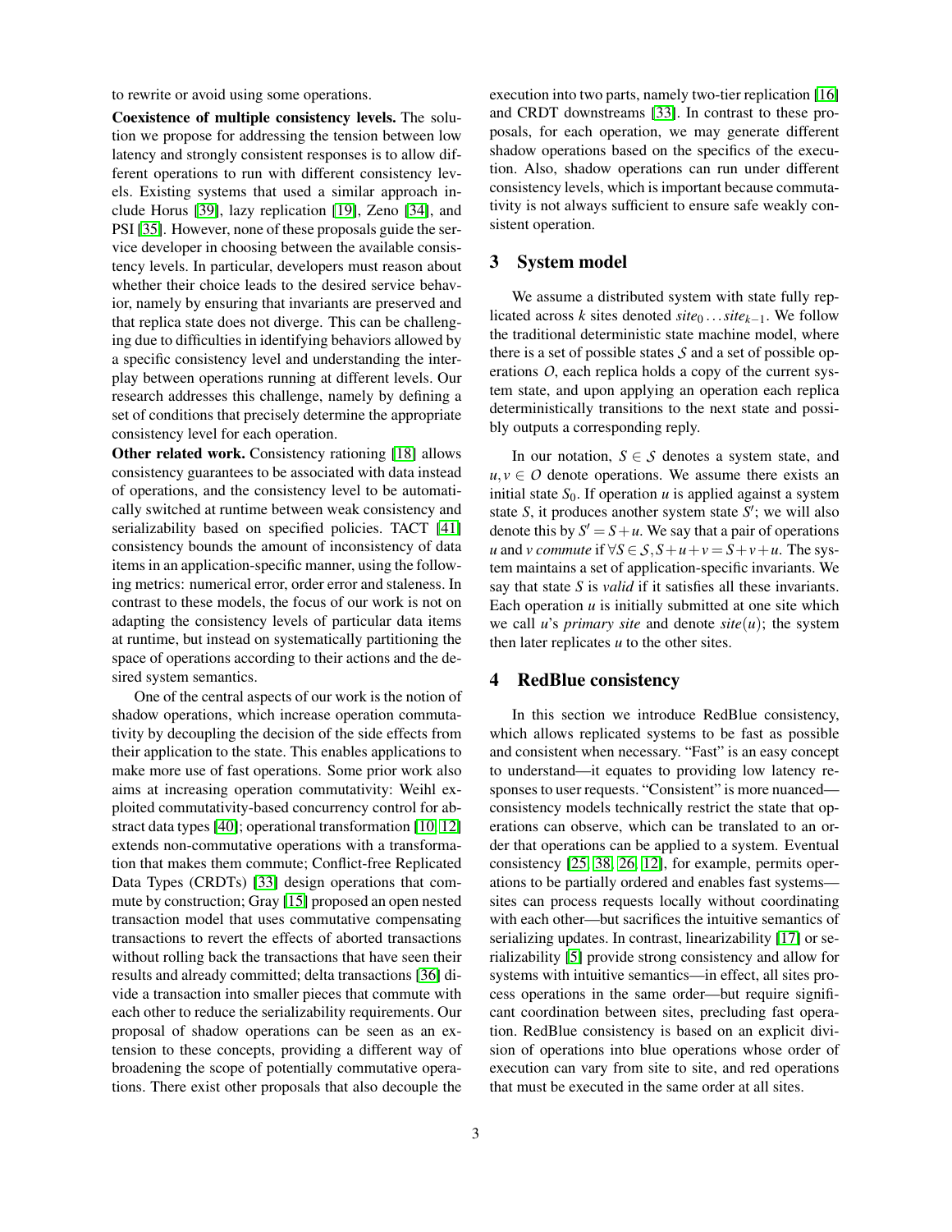to rewrite or avoid using some operations.

**Coexistence of multiple consistency levels.** The solution we propose for addressing the tension between low latency and strongly consistent responses is to allow different operations to run with different consistency levels. Existing systems that used a similar approach include Horus [39], lazy replication [19], Zeno [34], and PSI [35]. However, none of these proposals guide the service developer in choosing between the available consistency levels. In particular, developers must reason about whether their choice leads to the desired service behavior, namely by ensuring that invariants are preserved and that replica state does not diverge. This can be challenging due to difficulties in identifying behaviors allowed by a specific consistency level and understanding the interplay between operations running at different levels. Our research addresses this challenge, namely by defining a set of conditions that precisely determine the appropriate consistency level for each operation.

**Other related work.** Consistency rationing [18] allows consistency guarantees to be associated with data instead of operations, and the consistency level to be automatically switched at runtime between weak consistency and serializability based on specified policies. TACT [41] consistency bounds the amount of inconsistency of data items in an application-specific manner, using the following metrics: numerical error, order error and staleness. In contrast to these models, the focus of our work is not on adapting the consistency levels of particular data items at runtime, but instead on systematically partitioning the space of operations according to their actions and the desired system semantics.

One of the central aspects of our work is the notion of shadow operations, which increase operation commutativity by decoupling the decision of the side effects from their application to the state. This enables applications to make more use of fast operations. Some prior work also aims at increasing operation commutativity: Weihl exploited commutativity-based concurrency control for abstract data types [40]; operational transformation [10, 12] extends non-commutative operations with a transformation that makes them commute; Conflict-free Replicated Data Types (CRDTs) [33] design operations that commute by construction; Gray [15] proposed an open nested transaction model that uses commutative compensating transactions to revert the effects of aborted transactions without rolling back the transactions that have seen their results and already committed; delta transactions [36] divide a transaction into smaller pieces that commute with each other to reduce the serializability requirements. Our proposal of shadow operations can be seen as an extension to these concepts, providing a different way of broadening the scope of potentially commutative operations. There exist other proposals that also decouple the execution into two parts, namely two-tier replication [16] and CRDT downstreams [33]. In contrast to these proposals, for each operation, we may generate different shadow operations based on the specifics of the execution. Also, shadow operations can run under different consistency levels, which is important because commutativity is not always sufficient to ensure safe weakly consistent operation.

## 3 System model

We assume a distributed system with state fully replicated across $k$ sites denoted $site_0 \ldots site_{k-1}$. We follow the traditional deterministic state machine model, where there is a set of possible states $\mathcal{S}$ and a set of possible operations $O$, each replica holds a copy of the current system state, and upon applying an operation each replica deterministically transitions to the next state and possibly outputs a corresponding reply.

In our notation, $S \in \mathcal{S}$ denotes a system state, and $u, v \in O$ denote operations. We assume there exists an initial state $S_0$. If operation $u$ is applied against a system state $S$, it produces another system state $S'$; we will also denote this by $S' = S + u$. We say that a pair of operations $u$ and $v$ *commute* if $\forall S \in \mathcal{S}, S + u + v = S + v + u$. The system maintains a set of application-specific invariants. We say that state $S$ is *valid* if it satisfies all these invariants. Each operation $u$ is initially submitted at one site which we call $u$'s *primary site* and denote $site(u)$; the system then later replicates $u$ to the other sites.

## 4 RedBlue consistency

In this section we introduce RedBlue consistency, which allows replicated systems to be fast as possible and consistent when necessary. "Fast" is an easy concept to understand—it equates to providing low latency responses to user requests. "Consistent" is more nuanced—consistency models technically restrict the state that operations can observe, which can be translated to an order that operations can be applied to a system. Eventual consistency [25, 38, 26, 12], for example, permits operations to be partially ordered and enables fast systems—sites can process requests locally without coordinating with each other—but sacrifices the intuitive semantics of serializing updates. In contrast, linearizability [17] or serializability [5] provide strong consistency and allow for systems with intuitive semantics—in effect, all sites process operations in the same order—but require significant coordination between sites, precluding fast operation. RedBlue consistency is based on an explicit division of operations into blue operations whose order of execution can vary from site to site, and red operations that must be executed in the same order at all sites.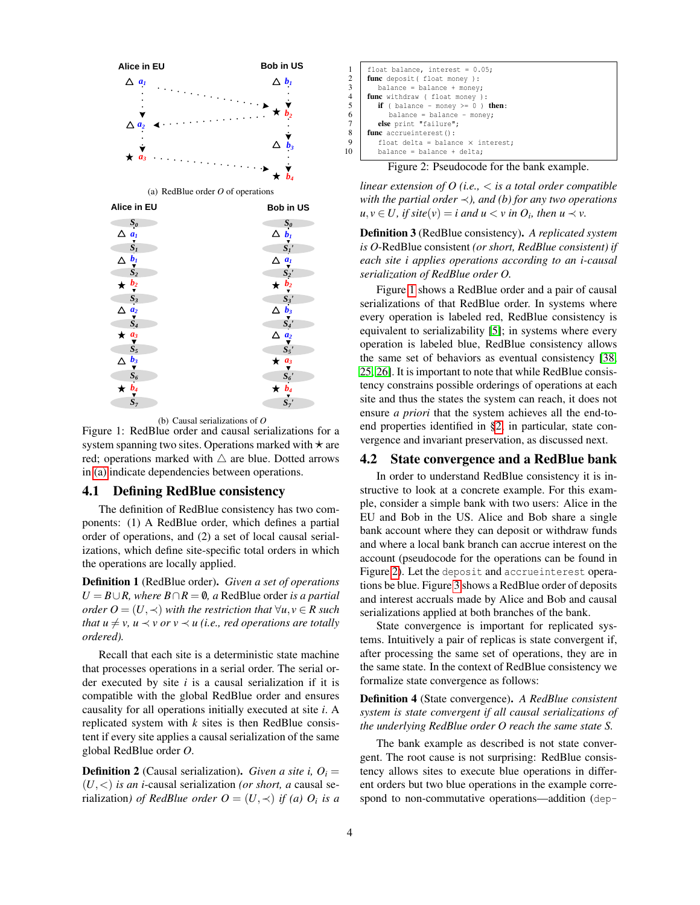Alice in EU

Bob in US

(a) RedBlue order $O$ of operations

(b) Causal serializations of $O$

Figure 1: RedBlue order and causal serializations for a system spanning two sites. Operations marked with ★ are red; operations marked with △ are blue. Dotted arrows in (a) indicate dependencies between operations.

## 4.1 Defining RedBlue consistency

The definition of RedBlue consistency has two components: (1) A RedBlue order, which defines a partial order of operations, and (2) a set of local causal serializations, which define site-specific total orders in which the operations are locally applied.

**Definition 1** (RedBlue order). *Given a set of operations $U = B \cup R$, where $B \cap R = \emptyset$, a* RedBlue order *is a partial order $O = (U, \prec)$ with the restriction that $\forall u, v \in R$ such that $u \neq v$, $u \prec v$ or $v \prec u$ (i.e., red operations are totally ordered).*

Recall that each site is a deterministic state machine that processes operations in a serial order. The serial order executed by site $i$ is a causal serialization if it is compatible with the global RedBlue order and ensures causality for all operations initially executed at site $i$. A replicated system with $k$ sites is then RedBlue consistent if every site applies a causal serialization of the same global RedBlue order $O$.

**Definition 2** (Causal serialization). *Given a site $i$, $O_i = (U, <)$ is an $i$-*causal serialization *(or short, a* causal serialization*) of RedBlue order $O = (U, \prec)$ if (a) $O_i$ is a linear extension of $O$ (i.e., $<$ is a total order compatible with the partial order $\prec$), and (b) for any two operations $u, v \in U$, if $site(v) = i$ and $u < v$ in $O_i$, then $u \prec v$.*

**Definition 3** (RedBlue consistency). *A replicated system is $O$-*RedBlue consistent *(or short, RedBlue consistent) if each site $i$ applies operations according to an $i$-causal serialization of RedBlue order $O$.*

Figure 1 shows a RedBlue order and a pair of causal serializations of that RedBlue order. In systems where every operation is labeled red, RedBlue consistency is equivalent to serializability [5]; in systems where every operation is labeled blue, RedBlue consistency allows the same set of behaviors as eventual consistency [38, 25, 26]. It is important to note that while RedBlue consistency constrains possible orderings of operations at each site and thus the states the system can reach, it does not ensure *a priori* that the system achieves all the end-to-end properties identified in §2, in particular, state convergence and invariant preservation, as discussed next.

```
float balance, interest = 0.05;
func deposit( float money ):
   balance = balance + money;
func withdraw ( float money ):
   if ( balance - money >= 0 ) then:
     balance = balance - money;
   else print "failure";
func accrueinterest():
   float delta = balance × interest;
   balance = balance + delta;
```

Figure 2: Pseudocode for the bank example.

## 4.2 State convergence and a RedBlue bank

In order to understand RedBlue consistency it is instructive to look at a concrete example. For this example, consider a simple bank with two users: Alice in the EU and Bob in the US. Alice and Bob share a single bank account where they can deposit or withdraw funds and where a local bank branch can accrue interest on the account (pseudocode for the operations can be found in Figure 2). Let the `deposit` and `accrueinterest` operations be blue. Figure 3 shows a RedBlue order of deposits and interest accruals made by Alice and Bob and causal serializations applied at both branches of the bank.

State convergence is important for replicated systems. Intuitively a pair of replicas is state convergent if, after processing the same set of operations, they are in the same state. In the context of RedBlue consistency we formalize state convergence as follows:

**Definition 4** (State convergence). *A RedBlue consistent system is state convergent if all causal serializations of the underlying RedBlue order $O$ reach the same state $S$.*

The bank example as described is not state convergent. The root cause is not surprising: RedBlue consistency allows sites to execute blue operations in different orders but two blue operations in the example correspond to non-commutative operations—addition (dep-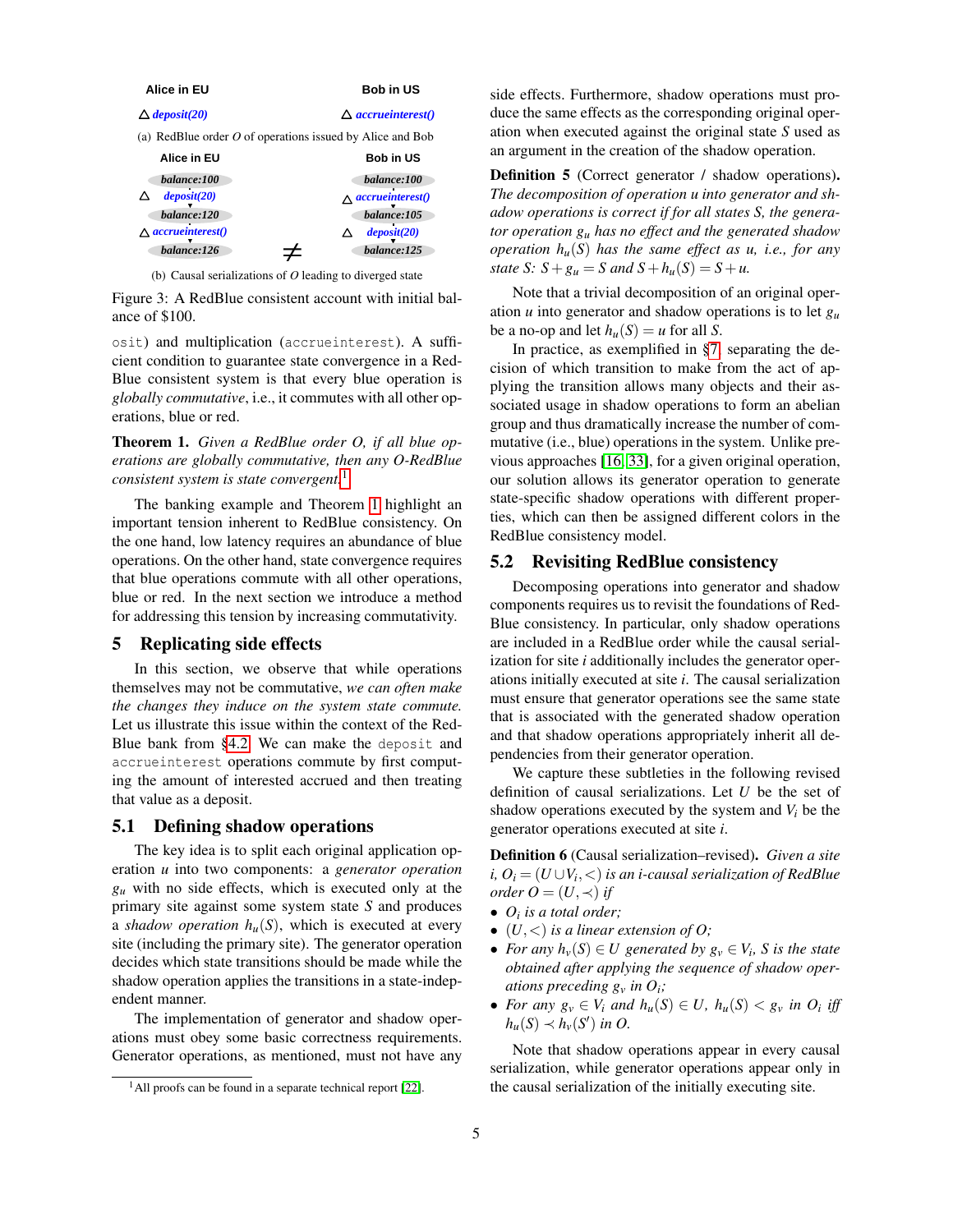Alice in EU　　　Bob in US

△ *deposit(20)*　　　△ *accrueinterest()*

(a) RedBlue order $O$ of operations issued by Alice and Bob

| Alice in EU | | Bob in US |
|---|---|---|
| balance:100 | | balance:100 |
| △ deposit(20) | | △ accrueinterest() |
| balance:120 | | balance:105 |
| △ accrueinterest() | | △ deposit(20) |
| balance:126 | ≠ | balance:125 |

(b) Causal serializations of $O$ leading to diverged state

Figure 3: A RedBlue consistent account with initial balance of $100.

osit) and multiplication (accrueinterest). A sufficient condition to guarantee state convergence in a RedBlue consistent system is that every blue operation is *globally commutative*, i.e., it commutes with all other operations, blue or red.

**Theorem 1.** *Given a RedBlue order O, if all blue operations are globally commutative, then any O-RedBlue consistent system is state convergent.*[1]

The banking example and Theorem 1 highlight an important tension inherent to RedBlue consistency. On the one hand, low latency requires an abundance of blue operations. On the other hand, state convergence requires that blue operations commute with all other operations, blue or red. In the next section we introduce a method for addressing this tension by increasing commutativity.

## 5 Replicating side effects

In this section, we observe that while operations themselves may not be commutative, *we can often make the changes they induce on the system state commute.* Let us illustrate this issue within the context of the RedBlue bank from §4.2. We can make the deposit and accrueinterest operations commute by first computing the amount of interested accrued and then treating that value as a deposit.

### 5.1 Defining shadow operations

The key idea is to split each original application operation $u$ into two components: a *generator operation* $g_u$ with no side effects, which is executed only at the primary site against some system state $S$ and produces a *shadow operation* $h_u(S)$, which is executed at every site (including the primary site). The generator operation decides which state transitions should be made while the shadow operation applies the transitions in a state-independent manner.

The implementation of generator and shadow operations must obey some basic correctness requirements. Generator operations, as mentioned, must not have any side effects. Furthermore, shadow operations must produce the same effects as the corresponding original operation when executed against the original state $S$ used as an argument in the creation of the shadow operation.

**Definition 5** (Correct generator / shadow operations)**.** *The decomposition of operation $u$ into generator and shadow operations is correct if for all states $S$, the generator operation $g_u$ has no effect and the generated shadow operation $h_u(S)$ has the same effect as $u$, i.e., for any state $S$: $S + g_u = S$ and $S + h_u(S) = S + u$.*

Note that a trivial decomposition of an original operation $u$ into generator and shadow operations is to let $g_u$ be a no-op and let $h_u(S) = u$ for all $S$.

In practice, as exemplified in §7, separating the decision of which transition to make from the act of applying the transition allows many objects and their associated usage in shadow operations to form an abelian group and thus dramatically increase the number of commutative (i.e., blue) operations in the system. Unlike previous approaches [16, 33], for a given original operation, our solution allows its generator operation to generate state-specific shadow operations with different properties, which can then be assigned different colors in the RedBlue consistency model.

### 5.2 Revisiting RedBlue consistency

Decomposing operations into generator and shadow components requires us to revisit the foundations of RedBlue consistency. In particular, only shadow operations are included in a RedBlue order while the causal serialization for site $i$ additionally includes the generator operations initially executed at site $i$. The causal serialization must ensure that generator operations see the same state that is associated with the generated shadow operation and that shadow operations appropriately inherit all dependencies from their generator operation.

We capture these subtleties in the following revised definition of causal serializations. Let $U$ be the set of shadow operations executed by the system and $V_i$ be the generator operations executed at site $i$.

**Definition 6** (Causal serialization–revised)**.** *Given a site $i$, $O_i = (U \cup V_i, <)$ is an $i$-causal serialization of RedBlue order $O = (U, \prec)$ if*

- *$O_i$ is a total order;*
- *$(U, <)$ is a linear extension of $O$;*
- *For any $h_v(S) \in U$ generated by $g_v \in V_i$, $S$ is the state obtained after applying the sequence of shadow operations preceding $g_v$ in $O_i$;*
- *For any $g_v \in V_i$ and $h_u(S) \in U$, $h_u(S) < g_v$ in $O_i$ iff $h_u(S) \prec h_v(S')$ in $O$.*

Note that shadow operations appear in every causal serialization, while generator operations appear only in the causal serialization of the initially executing site.

[1] All proofs can be found in a separate technical report [22].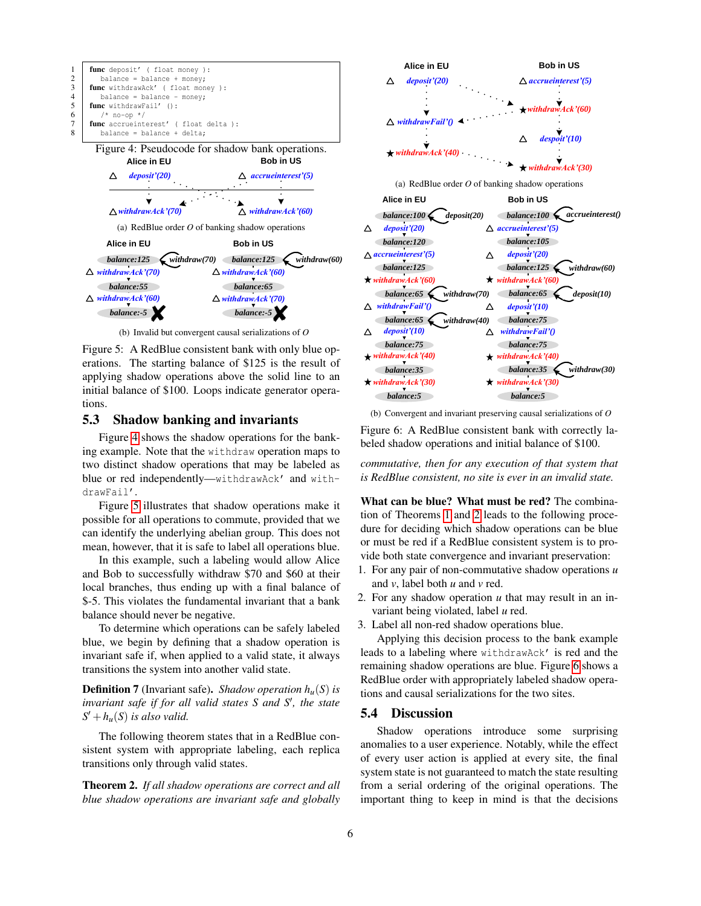```
1  func deposit' ( float money ):
2    balance = balance + money;
3  func withdrawAck' ( float money ):
4    balance = balance - money;
5  func withdrawFail' ():
6    /* no-op */
7  func accrueinterest' ( float delta ):
8    balance = balance + delta;
```

Figure 4: Pseudocode for shadow bank operations.

Alice in EU — Bob in US

(a) RedBlue order $O$ of banking shadow operations

(b) Invalid but convergent causal serializations of $O$

Figure 5: A RedBlue consistent bank with only blue operations. The starting balance of \$125 is the result of applying shadow operations above the solid line to an initial balance of \$100. Loops indicate generator operations.

## 5.3 Shadow banking and invariants

Figure 4 shows the shadow operations for the banking example. Note that the `withdraw` operation maps to two distinct shadow operations that may be labeled as blue or red independently—`withdrawAck'` and `withdrawFail'`.

Figure 5 illustrates that shadow operations make it possible for all operations to commute, provided that we can identify the underlying abelian group. This does not mean, however, that it is safe to label all operations blue. In this example, such a labeling would allow Alice and Bob to successfully withdraw \$70 and \$60 at their local branches, thus ending up with a final balance of \$-5. This violates the fundamental invariant that a bank balance should never be negative.

To determine which operations can be safely labeled blue, we begin by defining that a shadow operation is invariant safe if, when applied to a valid state, it always transitions the system into another valid state.

**Definition 7** (Invariant safe). *Shadow operation $h_u(S)$ is invariant safe if for all valid states $S$ and $S'$, the state $S' + h_u(S)$ is also valid.*

The following theorem states that in a RedBlue consistent system with appropriate labeling, each replica transitions only through valid states.

**Theorem 2.** *If all shadow operations are correct and all blue shadow operations are invariant safe and globally commutative, then for any execution of that system that is RedBlue consistent, no site is ever in an invalid state.*

(a) RedBlue order $O$ of banking shadow operations

(b) Convergent and invariant preserving causal serializations of $O$

Figure 6: A RedBlue consistent bank with correctly labeled shadow operations and initial balance of \$100.

**What can be blue? What must be red?** The combination of Theorems 1 and 2 leads to the following procedure for deciding which shadow operations can be blue or must be red if a RedBlue consistent system is to provide both state convergence and invariant preservation:

1. For any pair of non-commutative shadow operations $u$ and $v$, label both $u$ and $v$ red.
2. For any shadow operation $u$ that may result in an invariant being violated, label $u$ red.
3. Label all non-red shadow operations blue.

Applying this decision process to the bank example leads to a labeling where `withdrawAck'` is red and the remaining shadow operations are blue. Figure 6 shows a RedBlue order with appropriately labeled shadow operations and causal serializations for the two sites.

## 5.4 Discussion

Shadow operations introduce some surprising anomalies to a user experience. Notably, while the effect of every user action is applied at every site, the final system state is not guaranteed to match the state resulting from a serial ordering of the original operations. The important thing to keep in mind is that the decisions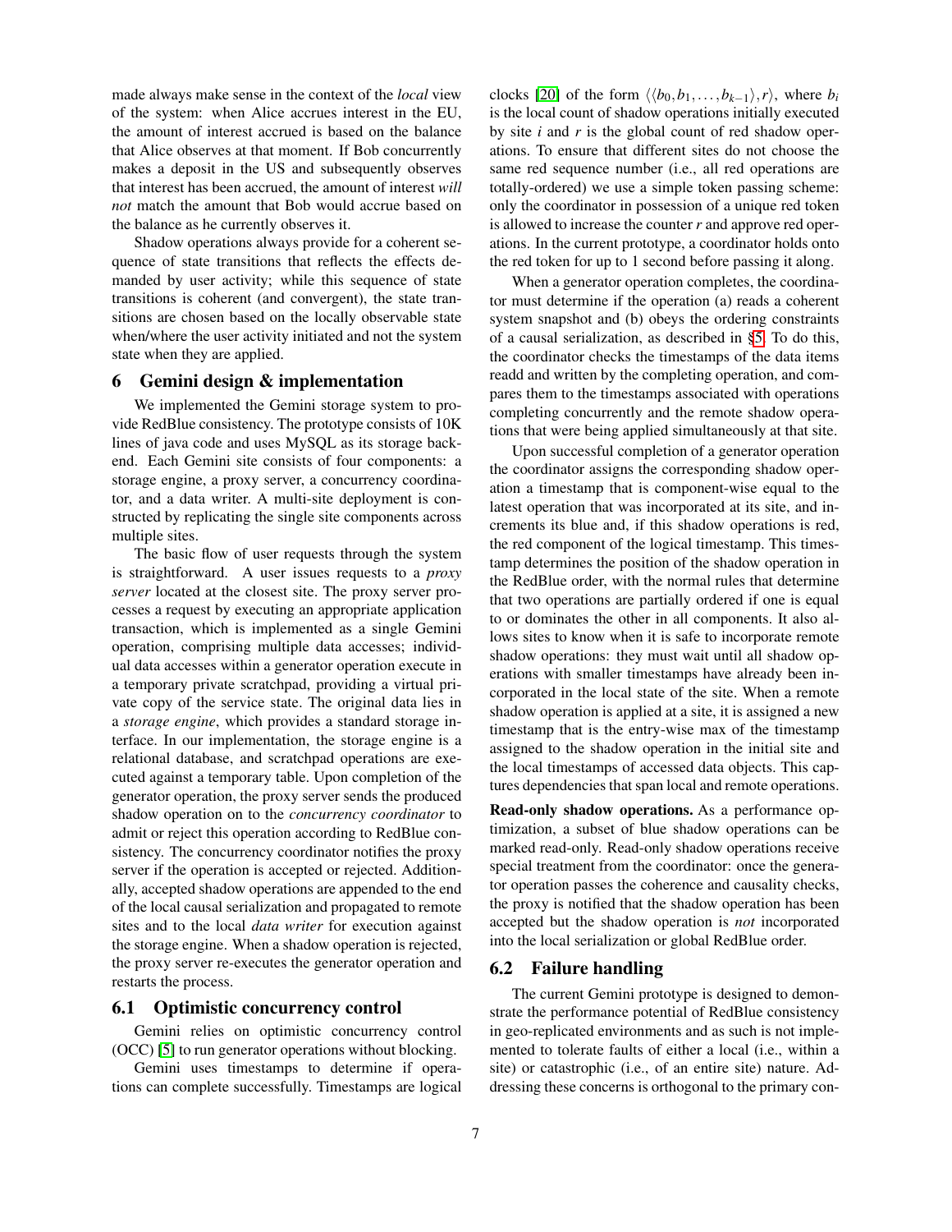made always make sense in the context of the *local* view of the system: when Alice accrues interest in the EU, the amount of interest accrued is based on the balance that Alice observes at that moment. If Bob concurrently makes a deposit in the US and subsequently observes that interest has been accrued, the amount of interest *will not* match the amount that Bob would accrue based on the balance as he currently observes it.

Shadow operations always provide for a coherent sequence of state transitions that reflects the effects demanded by user activity; while this sequence of state transitions is coherent (and convergent), the state transitions are chosen based on the locally observable state when/where the user activity initiated and not the system state when they are applied.

## 6 Gemini design & implementation

We implemented the Gemini storage system to provide RedBlue consistency. The prototype consists of 10K lines of java code and uses MySQL as its storage backend. Each Gemini site consists of four components: a storage engine, a proxy server, a concurrency coordinator, and a data writer. A multi-site deployment is constructed by replicating the single site components across multiple sites.

The basic flow of user requests through the system is straightforward. A user issues requests to a *proxy server* located at the closest site. The proxy server processes a request by executing an appropriate application transaction, which is implemented as a single Gemini operation, comprising multiple data accesses; individual data accesses within a generator operation execute in a temporary private scratchpad, providing a virtual private copy of the service state. The original data lies in a *storage engine*, which provides a standard storage interface. In our implementation, the storage engine is a relational database, and scratchpad operations are executed against a temporary table. Upon completion of the generator operation, the proxy server sends the produced shadow operation on to the *concurrency coordinator* to admit or reject this operation according to RedBlue consistency. The concurrency coordinator notifies the proxy server if the operation is accepted or rejected. Additionally, accepted shadow operations are appended to the end of the local causal serialization and propagated to remote sites and to the local *data writer* for execution against the storage engine. When a shadow operation is rejected, the proxy server re-executes the generator operation and restarts the process.

### 6.1 Optimistic concurrency control

Gemini relies on optimistic concurrency control (OCC) [5] to run generator operations without blocking.

Gemini uses timestamps to determine if operations can complete successfully. Timestamps are logical clocks [20] of the form $\langle\langle b_0, b_1, \ldots, b_{k-1}\rangle, r\rangle$, where $b_i$ is the local count of shadow operations initially executed by site $i$ and $r$ is the global count of red shadow operations. To ensure that different sites do not choose the same red sequence number (i.e., all red operations are totally-ordered) we use a simple token passing scheme: only the coordinator in possession of a unique red token is allowed to increase the counter $r$ and approve red operations. In the current prototype, a coordinator holds onto the red token for up to 1 second before passing it along.

When a generator operation completes, the coordinator must determine if the operation (a) reads a coherent system snapshot and (b) obeys the ordering constraints of a causal serialization, as described in §5. To do this, the coordinator checks the timestamps of the data items readd and written by the completing operation, and compares them to the timestamps associated with operations completing concurrently and the remote shadow operations that were being applied simultaneously at that site.

Upon successful completion of a generator operation the coordinator assigns the corresponding shadow operation a timestamp that is component-wise equal to the latest operation that was incorporated at its site, and increments its blue and, if this shadow operations is red, the red component of the logical timestamp. This timestamp determines the position of the shadow operation in the RedBlue order, with the normal rules that determine that two operations are partially ordered if one is equal to or dominates the other in all components. It also allows sites to know when it is safe to incorporate remote shadow operations: they must wait until all shadow operations with smaller timestamps have already been incorporated in the local state of the site. When a remote shadow operation is applied at a site, it is assigned a new timestamp that is the entry-wise max of the timestamp assigned to the shadow operation in the initial site and the local timestamps of accessed data objects. This captures dependencies that span local and remote operations.

**Read-only shadow operations.** As a performance optimization, a subset of blue shadow operations can be marked read-only. Read-only shadow operations receive special treatment from the coordinator: once the generator operation passes the coherence and causality checks, the proxy is notified that the shadow operation has been accepted but the shadow operation is *not* incorporated into the local serialization or global RedBlue order.

### 6.2 Failure handling

The current Gemini prototype is designed to demonstrate the performance potential of RedBlue consistency in geo-replicated environments and as such is not implemented to tolerate faults of either a local (i.e., within a site) or catastrophic (i.e., of an entire site) nature. Addressing these concerns is orthogonal to the primary con-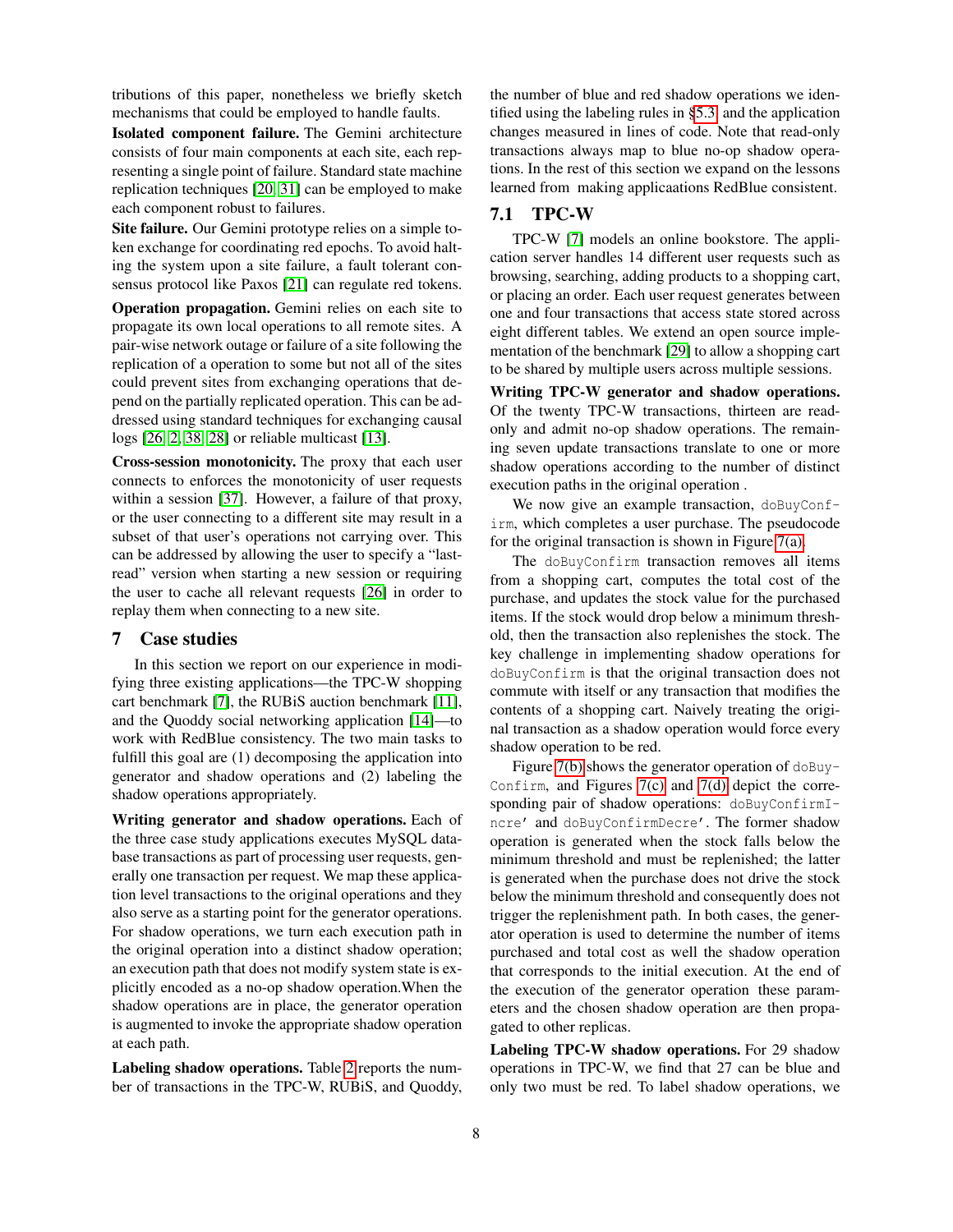tributions of this paper, nonetheless we briefly sketch mechanisms that could be employed to handle faults.

**Isolated component failure.** The Gemini architecture consists of four main components at each site, each representing a single point of failure. Standard state machine replication techniques [20, 31] can be employed to make each component robust to failures.

**Site failure.** Our Gemini prototype relies on a simple token exchange for coordinating red epochs. To avoid halting the system upon a site failure, a fault tolerant consensus protocol like Paxos [21] can regulate red tokens.

**Operation propagation.** Gemini relies on each site to propagate its own local operations to all remote sites. A pair-wise network outage or failure of a site following the replication of a operation to some but not all of the sites could prevent sites from exchanging operations that depend on the partially replicated operation. This can be addressed using standard techniques for exchanging causal logs [26, 2, 38, 28] or reliable multicast [13].

**Cross-session monotonicity.** The proxy that each user connects to enforces the monotonicity of user requests within a session [37]. However, a failure of that proxy, or the user connecting to a different site may result in a subset of that user's operations not carrying over. This can be addressed by allowing the user to specify a "last-read" version when starting a new session or requiring the user to cache all relevant requests [26] in order to replay them when connecting to a new site.

## 7 Case studies

In this section we report on our experience in modifying three existing applications—the TPC-W shopping cart benchmark [7], the RUBiS auction benchmark [11], and the Quoddy social networking application [14]—to work with RedBlue consistency. The two main tasks to fulfill this goal are (1) decomposing the application into generator and shadow operations and (2) labeling the shadow operations appropriately.

**Writing generator and shadow operations.** Each of the three case study applications executes MySQL database transactions as part of processing user requests, generally one transaction per request. We map these application level transactions to the original operations and they also serve as a starting point for the generator operations. For shadow operations, we turn each execution path in the original operation into a distinct shadow operation; an execution path that does not modify system state is explicitly encoded as a no-op shadow operation.When the shadow operations are in place, the generator operation is augmented to invoke the appropriate shadow operation at each path.

**Labeling shadow operations.** Table 2 reports the number of transactions in the TPC-W, RUBiS, and Quoddy, the number of blue and red shadow operations we identified using the labeling rules in §5.3 and the application changes measured in lines of code. Note that read-only transactions always map to blue no-op shadow operations. In the rest of this section we expand on the lessons learned from making applicaations RedBlue consistent.

### 7.1 TPC-W

TPC-W [7] models an online bookstore. The application server handles 14 different user requests such as browsing, searching, adding products to a shopping cart, or placing an order. Each user request generates between one and four transactions that access state stored across eight different tables. We extend an open source implementation of the benchmark [29] to allow a shopping cart to be shared by multiple users across multiple sessions.

**Writing TPC-W generator and shadow operations.** Of the twenty TPC-W transactions, thirteen are read-only and admit no-op shadow operations. The remaining seven update transactions translate to one or more shadow operations according to the number of distinct execution paths in the original operation .

We now give an example transaction, `doBuyConfirm`, which completes a user purchase. The pseudocode for the original transaction is shown in Figure 7(a).

The `doBuyConfirm` transaction removes all items from a shopping cart, computes the total cost of the purchase, and updates the stock value for the purchased items. If the stock would drop below a minimum threshold, then the transaction also replenishes the stock. The key challenge in implementing shadow operations for `doBuyConfirm` is that the original transaction does not commute with itself or any transaction that modifies the contents of a shopping cart. Naively treating the original transaction as a shadow operation would force every shadow operation to be red.

Figure 7(b) shows the generator operation of `doBuyConfirm`, and Figures 7(c) and 7(d) depict the corresponding pair of shadow operations: `doBuyConfirmIncre'` and `doBuyConfirmDecre'`. The former shadow operation is generated when the stock falls below the minimum threshold and must be replenished; the latter is generated when the purchase does not drive the stock below the minimum threshold and consequently does not trigger the replenishment path. In both cases, the generator operation is used to determine the number of items purchased and total cost as well the shadow operation that corresponds to the initial execution. At the end of the execution of the generator operation these parameters and the chosen shadow operation are then propagated to other replicas.

**Labeling TPC-W shadow operations.** For 29 shadow operations in TPC-W, we find that 27 can be blue and only two must be red. To label shadow operations, we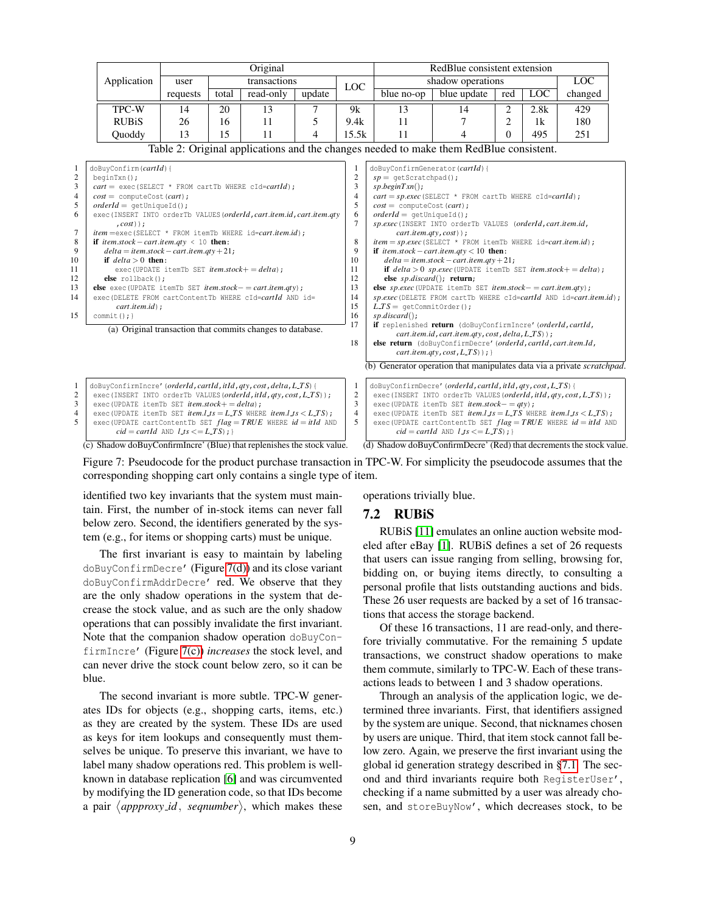| Application | Original | | | | | RedBlue consistent extension | | | | |
|---|---|---|---|---|---|---|---|---|---|---|
| | user | transactions | | | LOC | shadow operations | | | | LOC |
| | requests | total | read-only | update | | blue no-op | blue update | red | LOC | changed |
| TPC-W | 14 | 20 | 13 | 7 | 9k | 13 | 14 | 2 | 2.8k | 429 |
| RUBiS | 26 | 16 | 11 | 5 | 9.4k | 11 | 7 | 2 | 1k | 180 |
| Quoddy | 13 | 15 | 11 | 4 | 15.5k | 11 | 4 | 0 | 495 | 251 |

Table 2: Original applications and the changes needed to make them RedBlue consistent.

```
1  doBuyConfirm(cartId){
2    beginTxn();
3    cart = exec(SELECT * FROM cartTb WHERE cId=cartId);
4    cost = computeCost(cart);
5    orderId = getUniqueId();
6    exec(INSERT INTO orderTb VALUES(orderId,cart.item.id,cart.item.qty
         ,cost));
7    item =exec(SELECT * FROM itemTb WHERE id=cart.item.id);
8    if item.stock − cart.item.qty < 10 then:
9      delta = item.stock − cart.item.qty + 21;
10     if delta > 0 then:
11       exec(UPDATE itemTb SET item.stock+ = delta);
12     else rollback();
13   else exec(UPDATE itemTb SET item.stock− = cart.item.qty);
14   exec(DELETE FROM cartContentTb WHERE cId=cartId AND id=
         cart.item.id);
15   commit();}
```

(a) Original transaction that commits changes to database.

```
1  doBuyConfirmGenerator(cartId){
2    sp = getScratchpad();
3    sp.beginTxn();
4    cart = sp.exec(SELECT * FROM cartTb WHERE cId=cartId);
5    cost = computeCost(cart);
6    orderId = getUniqueId();
7    sp.exec(INSERT INTO orderTb VALUES (orderId,cart.item.id,
         cart.item.qty,cost));
8    item = sp.exec(SELECT * FROM itemTb WHERE id=cart.item.id);
9    if item.stock − cart.item.qty < 10 then:
10     delta = item.stock − cart.item.qty + 21;
11     if delta > 0 sp.exec(UPDATE itemTb SET item.stock+ = delta);
12     else sp.discard(); return;
13   else sp.exec(UPDATE itemTb SET item.stock− = cart.item.qty);
14   sp.exec(DELETE FROM cartContentTb WHERE cId=cartId AND id=cart.item.id);
15   L_TS = getCommitOrder();
16   sp.discard();
17   if replenished return (doBuyConfirmIncre′(orderId,cartId,
         cart.item.id,cart.item.qty,cost,delta,L_TS));
18   else return (doBuyConfirmDecre′(orderId,cartId,cart.item.Id,
         cart.item.qty,cost,L_TS));}
```

(b) Generator operation that manipulates data via a private *scratchpad*.

```
1  doBuyConfirmIncre′(orderId,cartId,itId,qty,cost,delta,L_TS){
2    exec(INSERT INTO orderTb VALUES(orderId,itId,qty,cost,L_TS));
3    exec(UPDATE itemTb SET item.stock+ = delta);
4    exec(UPDATE itemTb SET item.l_ts = L_TS WHERE item.l_ts < L_TS);
5    exec(UPDATE cartContentTb SET flag = TRUE WHERE id = itId AND
         cid = cartId AND l_ts <= L_TS);}
```

(c) Shadow doBuyConfirmIncre′ (Blue) that replenishes the stock value.

```
1  doBuyConfirmDecre′(orderId,cartId,itId,qty,cost,L_TS){
2    exec(INSERT INTO orderTb VALUES(orderId,itId,qty,cost,L_TS));
3    exec(UPDATE itemTb SET item.stock− = qty);
4    exec(UPDATE itemTb SET item.l_ts = L_TS WHERE item.l_ts < L_TS);
5    exec(UPDATE cartContentTb SET flag = TRUE WHERE id = itId AND
         cid = cartId AND l_ts <= L_TS);}
```

(d) Shadow doBuyConfirmDecre′ (Red) that decrements the stock value.

Figure 7: Pseudocode for the product purchase transaction in TPC-W. For simplicity the pseudocode assumes that the corresponding shopping cart only contains a single type of item.

identified two key invariants that the system must maintain. First, the number of in-stock items can never fall below zero. Second, the identifiers generated by the system (e.g., for items or shopping carts) must be unique.

The first invariant is easy to maintain by labeling `doBuyConfirmDecre′` (Figure 7(d)) and its close variant `doBuyConfirmAddrDecre′` red. We observe that they are the only shadow operations in the system that decrease the stock value, and as such are the only shadow operations that can possibly invalidate the first invariant. Note that the companion shadow operation `doBuyConfirmIncre′` (Figure 7(c)) *increases* the stock level, and can never drive the stock count below zero, so it can be blue.

The second invariant is more subtle. TPC-W generates IDs for objects (e.g., shopping carts, items, etc.) as they are created by the system. These IDs are used as keys for item lookups and consequently must themselves be unique. To preserve this invariant, we have to label many shadow operations red. This problem is well-known in database replication [6] and was circumvented by modifying the ID generation code, so that IDs become a pair $\langle appproxy\_id,\ seqnumber \rangle$, which makes these operations trivially blue.

## 7.2 RUBiS

RUBiS [11] emulates an online auction website modeled after eBay [1]. RUBiS defines a set of 26 requests that users can issue ranging from selling, browsing for, bidding on, or buying items directly, to consulting a personal profile that lists outstanding auctions and bids. These 26 user requests are backed by a set of 16 transactions that access the storage backend.

Of these 16 transactions, 11 are read-only, and therefore trivially commutative. For the remaining 5 update transactions, we construct shadow operations to make them commute, similarly to TPC-W. Each of these transactions leads to between 1 and 3 shadow operations.

Through an analysis of the application logic, we determined three invariants. First, that identifiers assigned by the system are unique. Second, that nicknames chosen by users are unique. Third, that item stock cannot fall below zero. Again, we preserve the first invariant using the global id generation strategy described in §7.1. The second and third invariants require both `RegisterUser′`, checking if a name submitted by a user was already chosen, and `storeBuyNow′`, which decreases stock, to be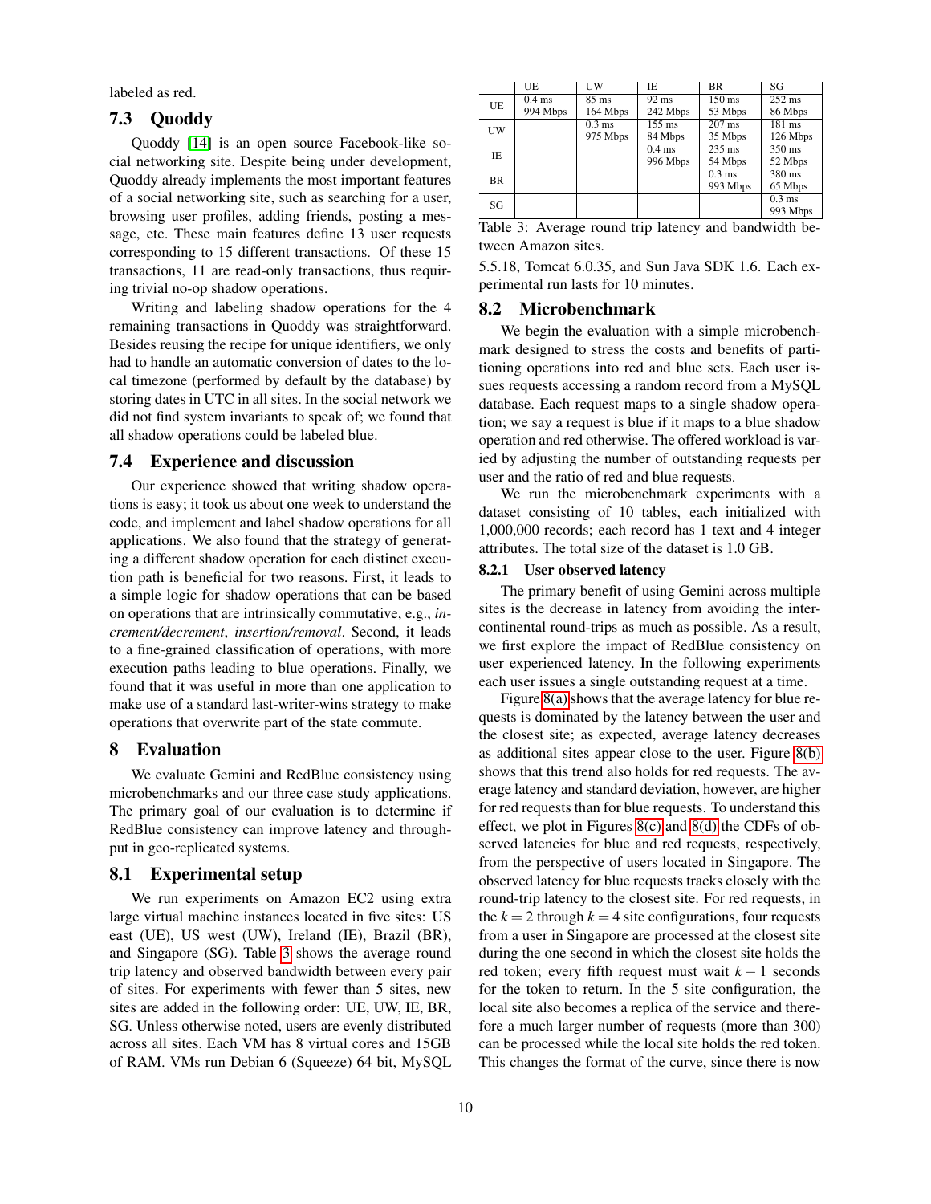labeled as red.

## 7.3 Quoddy

Quoddy [14] is an open source Facebook-like social networking site. Despite being under development, Quoddy already implements the most important features of a social networking site, such as searching for a user, browsing user profiles, adding friends, posting a message, etc. These main features define 13 user requests corresponding to 15 different transactions. Of these 15 transactions, 11 are read-only transactions, thus requiring trivial no-op shadow operations.

Writing and labeling shadow operations for the 4 remaining transactions in Quoddy was straightforward. Besides reusing the recipe for unique identifiers, we only had to handle an automatic conversion of dates to the local timezone (performed by default by the database) by storing dates in UTC in all sites. In the social network we did not find system invariants to speak of; we found that all shadow operations could be labeled blue.

## 7.4 Experience and discussion

Our experience showed that writing shadow operations is easy; it took us about one week to understand the code, and implement and label shadow operations for all applications. We also found that the strategy of generating a different shadow operation for each distinct execution path is beneficial for two reasons. First, it leads to a simple logic for shadow operations that can be based on operations that are intrinsically commutative, e.g., *increment/decrement*, *insertion/removal*. Second, it leads to a fine-grained classification of operations, with more execution paths leading to blue operations. Finally, we found that it was useful in more than one application to make use of a standard last-writer-wins strategy to make operations that overwrite part of the state commute.

# 8 Evaluation

We evaluate Gemini and RedBlue consistency using microbenchmarks and our three case study applications. The primary goal of our evaluation is to determine if RedBlue consistency can improve latency and throughput in geo-replicated systems.

## 8.1 Experimental setup

We run experiments on Amazon EC2 using extra large virtual machine instances located in five sites: US east (UE), US west (UW), Ireland (IE), Brazil (BR), and Singapore (SG). Table 3 shows the average round trip latency and observed bandwidth between every pair of sites. For experiments with fewer than 5 sites, new sites are added in the following order: UE, UW, IE, BR, SG. Unless otherwise noted, users are evenly distributed across all sites. Each VM has 8 virtual cores and 15GB of RAM. VMs run Debian 6 (Squeeze) 64 bit, MySQL 5.5.18, Tomcat 6.0.35, and Sun Java SDK 1.6. Each experimental run lasts for 10 minutes.

| | UE | UW | IE | BR | SG |
|---|---|---|---|---|---|
| UE | 0.4 ms<br>994 Mbps | 85 ms<br>164 Mbps | 92 ms<br>242 Mbps | 150 ms<br>53 Mbps | 252 ms<br>86 Mbps |
| UW | | 0.3 ms<br>975 Mbps | 155 ms<br>84 Mbps | 207 ms<br>35 Mbps | 181 ms<br>126 Mbps |
| IE | | | 0.4 ms<br>996 Mbps | 235 ms<br>54 Mbps | 350 ms<br>52 Mbps |
| BR | | | | 0.3 ms<br>993 Mbps | 380 ms<br>65 Mbps |
| SG | | | | | 0.3 ms<br>993 Mbps |

Table 3: Average round trip latency and bandwidth between Amazon sites.

## 8.2 Microbenchmark

We begin the evaluation with a simple microbenchmark designed to stress the costs and benefits of partitioning operations into red and blue sets. Each user issues requests accessing a random record from a MySQL database. Each request maps to a single shadow operation; we say a request is blue if it maps to a blue shadow operation and red otherwise. The offered workload is varied by adjusting the number of outstanding requests per user and the ratio of red and blue requests.

We run the microbenchmark experiments with a dataset consisting of 10 tables, each initialized with 1,000,000 records; each record has 1 text and 4 integer attributes. The total size of the dataset is 1.0 GB.

### 8.2.1 User observed latency

The primary benefit of using Gemini across multiple sites is the decrease in latency from avoiding the intercontinental round-trips as much as possible. As a result, we first explore the impact of RedBlue consistency on user experienced latency. In the following experiments each user issues a single outstanding request at a time.

Figure 8(a) shows that the average latency for blue requests is dominated by the latency between the user and the closest site; as expected, average latency decreases as additional sites appear close to the user. Figure 8(b) shows that this trend also holds for red requests. The average latency and standard deviation, however, are higher for red requests than for blue requests. To understand this effect, we plot in Figures 8(c) and 8(d) the CDFs of observed latencies for blue and red requests, respectively, from the perspective of users located in Singapore. The observed latency for blue requests tracks closely with the round-trip latency to the closest site. For red requests, in the $k = 2$ through $k = 4$ site configurations, four requests from a user in Singapore are processed at the closest site during the one second in which the closest site holds the red token; every fifth request must wait $k - 1$ seconds for the token to return. In the 5 site configuration, the local site also becomes a replica of the service and therefore a much larger number of requests (more than 300) can be processed while the local site holds the red token. This changes the format of the curve, since there is now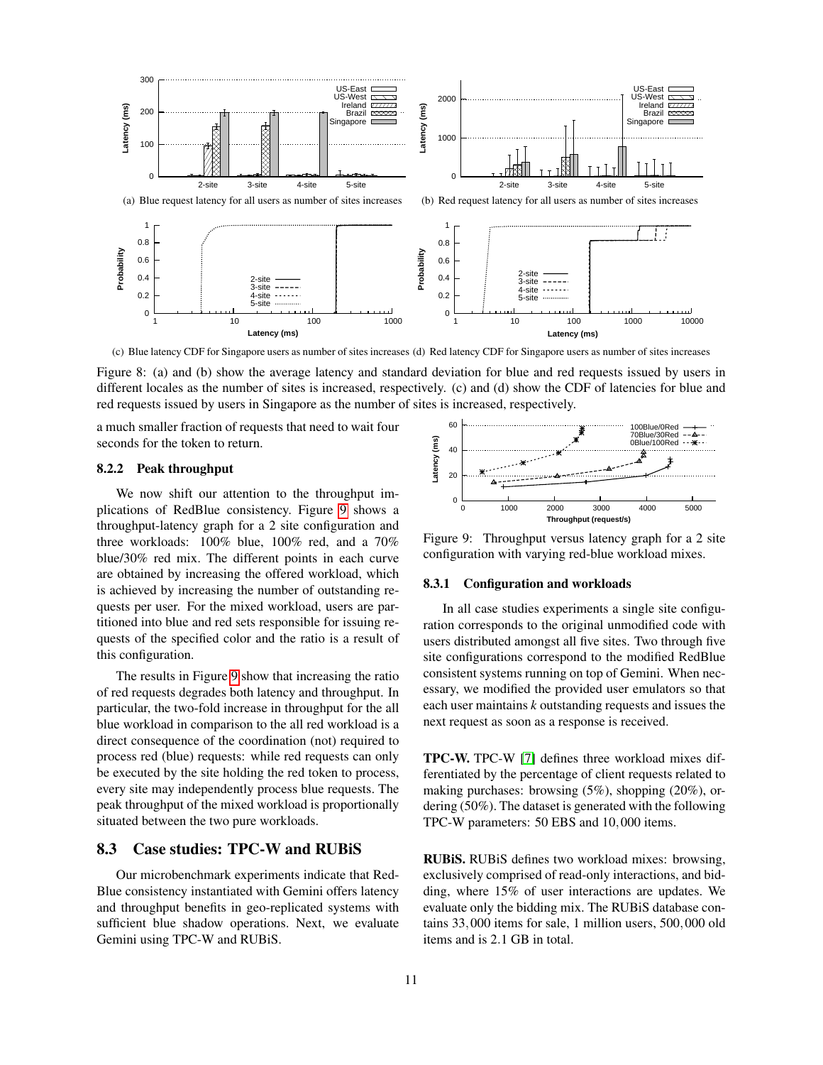(a) Blue request latency for all users as number of sites increases

(b) Red request latency for all users as number of sites increases

(c) Blue latency CDF for Singapore users as number of sites increases

(d) Red latency CDF for Singapore users as number of sites increases

Figure 8: (a) and (b) show the average latency and standard deviation for blue and red requests issued by users in different locales as the number of sites is increased, respectively. (c) and (d) show the CDF of latencies for blue and red requests issued by users in Singapore as the number of sites is increased, respectively.

a much smaller fraction of requests that need to wait four seconds for the token to return.

### 8.2.2 Peak throughput

We now shift our attention to the throughput implications of RedBlue consistency. Figure 9 shows a throughput-latency graph for a 2 site configuration and three workloads: 100% blue, 100% red, and a 70% blue/30% red mix. The different points in each curve are obtained by increasing the offered workload, which is achieved by increasing the number of outstanding requests per user. For the mixed workload, users are partitioned into blue and red sets responsible for issuing requests of the specified color and the ratio is a result of this configuration.

The results in Figure 9 show that increasing the ratio of red requests degrades both latency and throughput. In particular, the two-fold increase in throughput for the all blue workload in comparison to the all red workload is a direct consequence of the coordination (not) required to process red (blue) requests: while red requests can only be executed by the site holding the red token to process, every site may independently process blue requests. The peak throughput of the mixed workload is proportionally situated between the two pure workloads.

## 8.3 Case studies: TPC-W and RUBiS

Our microbenchmark experiments indicate that RedBlue consistency instantiated with Gemini offers latency and throughput benefits in geo-replicated systems with sufficient blue shadow operations. Next, we evaluate Gemini using TPC-W and RUBiS.

Figure 9: Throughput versus latency graph for a 2 site configuration with varying red-blue workload mixes.

### 8.3.1 Configuration and workloads

In all case studies experiments a single site configuration corresponds to the original unmodified code with users distributed amongst all five sites. Two through five site configurations correspond to the modified RedBlue consistent systems running on top of Gemini. When necessary, we modified the provided user emulators so that each user maintains $k$ outstanding requests and issues the next request as soon as a response is received.

**TPC-W.** TPC-W [7] defines three workload mixes differentiated by the percentage of client requests related to making purchases: browsing (5%), shopping (20%), ordering (50%). The dataset is generated with the following TPC-W parameters: 50 EBS and $10,000$ items.

**RUBiS.** RUBiS defines two workload mixes: browsing, exclusively comprised of read-only interactions, and bidding, where 15% of user interactions are updates. We evaluate only the bidding mix. The RUBiS database contains $33,000$ items for sale, 1 million users, $500,000$ old items and is 2.1 GB in total.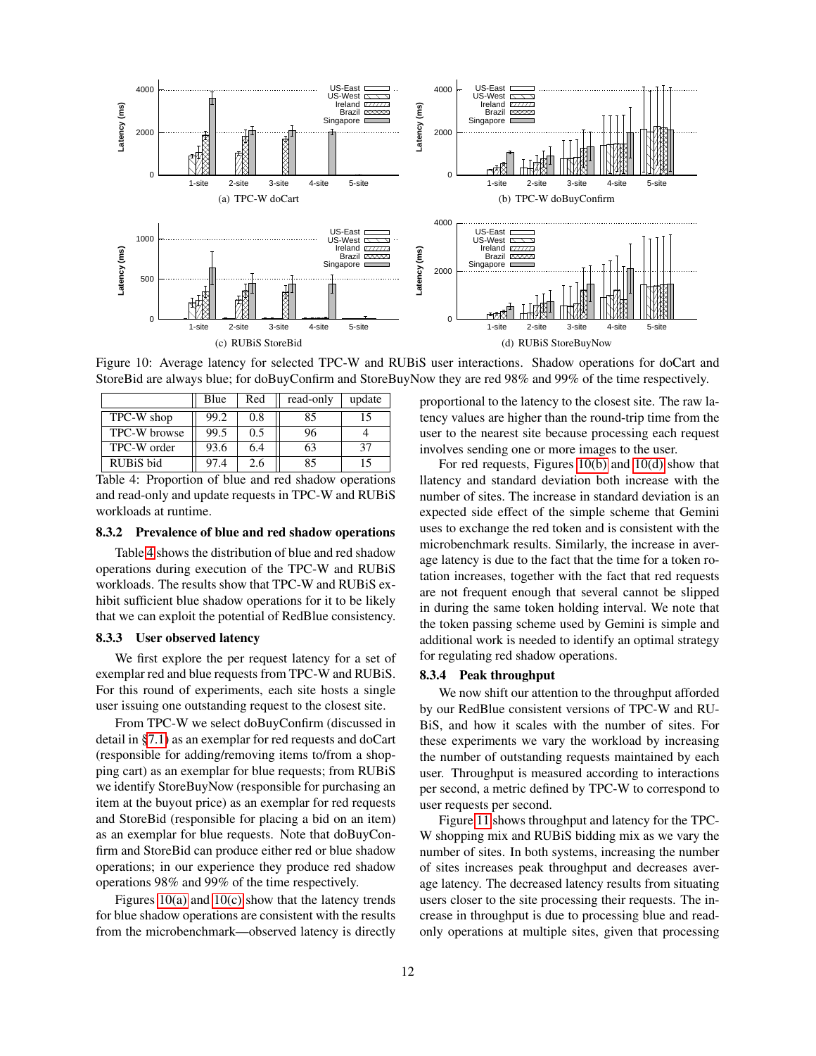Figure 10: Average latency for selected TPC-W and RUBiS user interactions. Shadow operations for doCart and StoreBid are always blue; for doBuyConfirm and StoreBuyNow they are red 98% and 99% of the time respectively.

|  | Blue | Red | read-only | update |
|---|---|---|---|---|
| TPC-W shop | 99.2 | 0.8 | 85 | 15 |
| TPC-W browse | 99.5 | 0.5 | 96 | 4 |
| TPC-W order | 93.6 | 6.4 | 63 | 37 |
| RUBiS bid | 97.4 | 2.6 | 85 | 15 |

Table 4: Proportion of blue and red shadow operations and read-only and update requests in TPC-W and RUBiS workloads at runtime.

### 8.3.2 Prevalence of blue and red shadow operations

Table 4 shows the distribution of blue and red shadow operations during execution of the TPC-W and RUBiS workloads. The results show that TPC-W and RUBiS exhibit sufficient blue shadow operations for it to be likely that we can exploit the potential of RedBlue consistency.

### 8.3.3 User observed latency

We first explore the per request latency for a set of exemplar red and blue requests from TPC-W and RUBiS. For this round of experiments, each site hosts a single user issuing one outstanding request to the closest site.

From TPC-W we select doBuyConfirm (discussed in detail in §7.1) as an exemplar for red requests and doCart (responsible for adding/removing items to/from a shopping cart) as an exemplar for blue requests; from RUBiS we identify StoreBuyNow (responsible for purchasing an item at the buyout price) as an exemplar for red requests and StoreBid (responsible for placing a bid on an item) as an exemplar for blue requests. Note that doBuyConfirm and StoreBid can produce either red or blue shadow operations; in our experience they produce red shadow operations 98% and 99% of the time respectively.

Figures 10(a) and 10(c) show that the latency trends for blue shadow operations are consistent with the results from the microbenchmark—observed latency is directly proportional to the latency to the closest site. The raw latency values are higher than the round-trip time from the user to the nearest site because processing each request involves sending one or more images to the user.

For red requests, Figures 10(b) and 10(d) show that llatency and standard deviation both increase with the number of sites. The increase in standard deviation is an expected side effect of the simple scheme that Gemini uses to exchange the red token and is consistent with the microbenchmark results. Similarly, the increase in average latency is due to the fact that the time for a token rotation increases, together with the fact that red requests are not frequent enough that several cannot be slipped in during the same token holding interval. We note that the token passing scheme used by Gemini is simple and additional work is needed to identify an optimal strategy for regulating red shadow operations.

### 8.3.4 Peak throughput

We now shift our attention to the throughput afforded by our RedBlue consistent versions of TPC-W and RUBiS, and how it scales with the number of sites. For these experiments we vary the workload by increasing the number of outstanding requests maintained by each user. Throughput is measured according to interactions per second, a metric defined by TPC-W to correspond to user requests per second.

Figure 11 shows throughput and latency for the TPC-W shopping mix and RUBiS bidding mix as we vary the number of sites. In both systems, increasing the number of sites increases peak throughput and decreases average latency. The decreased latency results from situating users closer to the site processing their requests. The increase in throughput is due to processing blue and read-only operations at multiple sites, given that processing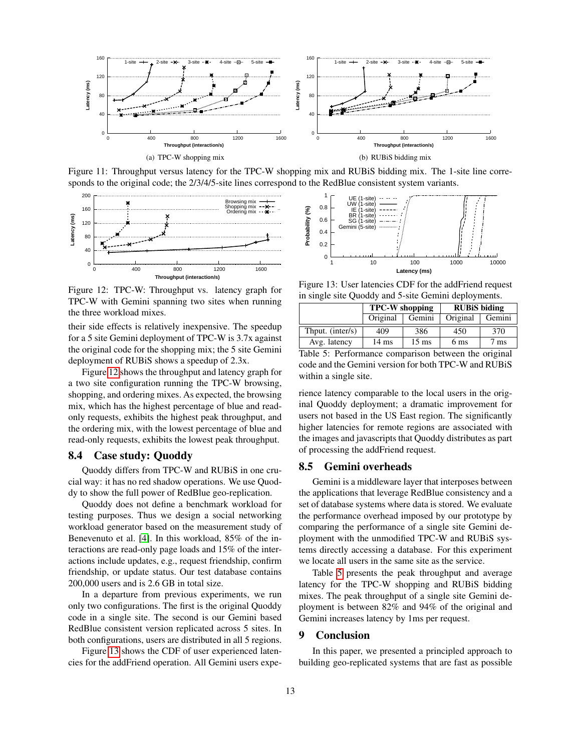Figure 11: Throughput versus latency for the TPC-W shopping mix and RUBiS bidding mix. The 1-site line corresponds to the original code; the 2/3/4/5-site lines correspond to the RedBlue consistent system variants.

Figure 12: TPC-W: Throughput vs. latency graph for TPC-W with Gemini spanning two sites when running the three workload mixes.

their side effects is relatively inexpensive. The speedup for a 5 site Gemini deployment of TPC-W is 3.7x against the original code for the shopping mix; the 5 site Gemini deployment of RUBiS shows a speedup of 2.3x.

Figure 12 shows the throughput and latency graph for a two site configuration running the TPC-W browsing, shopping, and ordering mixes. As expected, the browsing mix, which has the highest percentage of blue and read-only requests, exhibits the highest peak throughput, and the ordering mix, with the lowest percentage of blue and read-only requests, exhibits the lowest peak throughput.

## 8.4 Case study: Quoddy

Quoddy differs from TPC-W and RUBiS in one crucial way: it has no red shadow operations. We use Quoddy to show the full power of RedBlue geo-replication.

Quoddy does not define a benchmark workload for testing purposes. Thus we design a social networking workload generator based on the measurement study of Benevenuto et al. [4]. In this workload, 85% of the interactions are read-only page loads and 15% of the interactions include updates, e.g., request friendship, confirm friendship, or update status. Our test database contains 200,000 users and is 2.6 GB in total size.

In a departure from previous experiments, we run only two configurations. The first is the original Quoddy code in a single site. The second is our Gemini based RedBlue consistent version replicated across 5 sites. In both configurations, users are distributed in all 5 regions.

Figure 13 shows the CDF of user experienced latencies for the addFriend operation. All Gemini users experience latency comparable to the local users in the original Quoddy deployment; a dramatic improvement for users not based in the US East region. The significantly higher latencies for remote regions are associated with the images and javascripts that Quoddy distributes as part of processing the addFriend request.

Figure 13: User latencies CDF for the addFriend request in single site Quoddy and 5-site Gemini deployments.

| | TPC-W shopping | | RUBiS biding | |
|---|---|---|---|---|
| | Original | Gemini | Original | Gemini |
| Thput. (inter/s) | 409 | 386 | 450 | 370 |
| Avg. latency | 14 ms | 15 ms | 6 ms | 7 ms |

Table 5: Performance comparison between the original code and the Gemini version for both TPC-W and RUBiS within a single site.

## 8.5 Gemini overheads

Gemini is a middleware layer that interposes between the applications that leverage RedBlue consistency and a set of database systems where data is stored. We evaluate the performance overhead imposed by our prototype by comparing the performance of a single site Gemini deployment with the unmodified TPC-W and RUBiS systems directly accessing a database. For this experiment we locate all users in the same site as the service.

Table 5 presents the peak throughput and average latency for the TPC-W shopping and RUBiS bidding mixes. The peak throughput of a single site Gemini deployment is between 82% and 94% of the original and Gemini increases latency by 1ms per request.

# 9 Conclusion

In this paper, we presented a principled approach to building geo-replicated systems that are fast as possible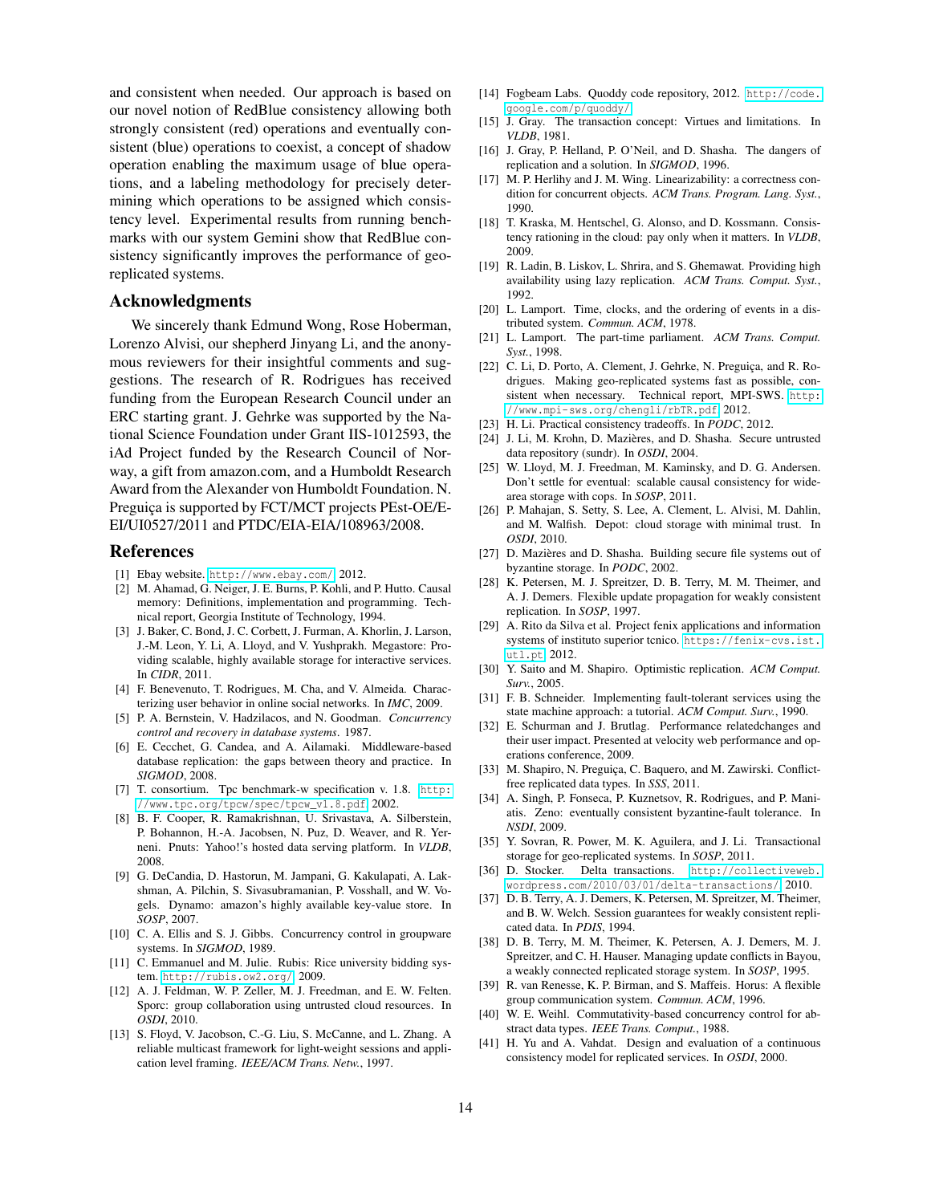and consistent when needed. Our approach is based on our novel notion of RedBlue consistency allowing both strongly consistent (red) operations and eventually consistent (blue) operations to coexist, a concept of shadow operation enabling the maximum usage of blue operations, and a labeling methodology for precisely determining which operations to be assigned which consistency level. Experimental results from running benchmarks with our system Gemini show that RedBlue consistency significantly improves the performance of geo-replicated systems.

## Acknowledgments

We sincerely thank Edmund Wong, Rose Hoberman, Lorenzo Alvisi, our shepherd Jinyang Li, and the anonymous reviewers for their insightful comments and suggestions. The research of R. Rodrigues has received funding from the European Research Council under an ERC starting grant. J. Gehrke was supported by the National Science Foundation under Grant IIS-1012593, the iAd Project funded by the Research Council of Norway, a gift from amazon.com, and a Humboldt Research Award from the Alexander von Humboldt Foundation. N. Preguiça is supported by FCT/MCT projects PEst-OE/EEI/UI0527/2011 and PTDC/EIA-EIA/108963/2008.

## References

[1] Ebay website. http://www.ebay.com/, 2012.

[2] M. Ahamad, G. Neiger, J. E. Burns, P. Kohli, and P. Hutto. Causal memory: Definitions, implementation and programming. Technical report, Georgia Institute of Technology, 1994.

[3] J. Baker, C. Bond, J. C. Corbett, J. Furman, A. Khorlin, J. Larson, J.-M. Leon, Y. Li, A. Lloyd, and V. Yushprakh. Megastore: Providing scalable, highly available storage for interactive services. In *CIDR*, 2011.

[4] F. Benevenuto, T. Rodrigues, M. Cha, and V. Almeida. Characterizing user behavior in online social networks. In *IMC*, 2009.

[5] P. A. Bernstein, V. Hadzilacos, and N. Goodman. *Concurrency control and recovery in database systems*. 1987.

[6] E. Cecchet, G. Candea, and A. Ailamaki. Middleware-based database replication: the gaps between theory and practice. In *SIGMOD*, 2008.

[7] T. consortium. Tpc benchmark-w specification v. 1.8. http://www.tpc.org/tpcw/spec/tpcw_v1.8.pdf, 2002.

[8] B. F. Cooper, R. Ramakrishnan, U. Srivastava, A. Silberstein, P. Bohannon, H.-A. Jacobsen, N. Puz, D. Weaver, and R. Yerneni. Pnuts: Yahoo!'s hosted data serving platform. In *VLDB*, 2008.

[9] G. DeCandia, D. Hastorun, M. Jampani, G. Kakulapati, A. Lakshman, A. Pilchin, S. Sivasubramanian, P. Vosshall, and W. Vogels. Dynamo: amazon's highly available key-value store. In *SOSP*, 2007.

[10] C. A. Ellis and S. J. Gibbs. Concurrency control in groupware systems. In *SIGMOD*, 1989.

[11] C. Emmanuel and M. Julie. Rubis: Rice university bidding system. http://rubis.ow2.org/, 2009.

[12] A. J. Feldman, W. P. Zeller, M. J. Freedman, and E. W. Felten. Sporc: group collaboration using untrusted cloud resources. In *OSDI*, 2010.

[13] S. Floyd, V. Jacobson, C.-G. Liu, S. McCanne, and L. Zhang. A reliable multicast framework for light-weight sessions and application level framing. *IEEE/ACM Trans. Netw.*, 1997.

[14] Fogbeam Labs. Quoddy code repository, 2012. http://code.google.com/p/quoddy/.

[15] J. Gray. The transaction concept: Virtues and limitations. In *VLDB*, 1981.

[16] J. Gray, P. Helland, P. O'Neil, and D. Shasha. The dangers of replication and a solution. In *SIGMOD*, 1996.

[17] M. P. Herlihy and J. M. Wing. Linearizability: a correctness condition for concurrent objects. *ACM Trans. Program. Lang. Syst.*, 1990.

[18] T. Kraska, M. Hentschel, G. Alonso, and D. Kossmann. Consistency rationing in the cloud: pay only when it matters. In *VLDB*, 2009.

[19] R. Ladin, B. Liskov, L. Shrira, and S. Ghemawat. Providing high availability using lazy replication. *ACM Trans. Comput. Syst.*, 1992.

[20] L. Lamport. Time, clocks, and the ordering of events in a distributed system. *Commun. ACM*, 1978.

[21] L. Lamport. The part-time parliament. *ACM Trans. Comput. Syst.*, 1998.

[22] C. Li, D. Porto, A. Clement, J. Gehrke, N. Preguiça, and R. Rodrigues. Making geo-replicated systems fast as possible, consistent when necessary. Technical report, MPI-SWS. http://www.mpi-sws.org/chengli/rbTR.pdf, 2012.

[23] H. Li. Practical consistency tradeoffs. In *PODC*, 2012.

[24] J. Li, M. Krohn, D. Mazières, and D. Shasha. Secure untrusted data repository (sundr). In *OSDI*, 2004.

[25] W. Lloyd, M. J. Freedman, M. Kaminsky, and D. G. Andersen. Don't settle for eventual: scalable causal consistency for wide-area storage with cops. In *SOSP*, 2011.

[26] P. Mahajan, S. Setty, S. Lee, A. Clement, L. Alvisi, M. Dahlin, and M. Walfish. Depot: cloud storage with minimal trust. In *OSDI*, 2010.

[27] D. Mazières and D. Shasha. Building secure file systems out of byzantine storage. In *PODC*, 2002.

[28] K. Petersen, M. J. Spreitzer, D. B. Terry, M. M. Theimer, and A. J. Demers. Flexible update propagation for weakly consistent replication. In *SOSP*, 1997.

[29] A. Rito da Silva et al. Project fenix applications and information systems of instituto superior tcnico. https://fenix-cvs.ist.utl.pt, 2012.

[30] Y. Saito and M. Shapiro. Optimistic replication. *ACM Comput. Surv.*, 2005.

[31] F. B. Schneider. Implementing fault-tolerant services using the state machine approach: a tutorial. *ACM Comput. Surv.*, 1990.

[32] E. Schurman and J. Brutlag. Performance relatedchanges and their user impact. Presented at velocity web performance and operations conference, 2009.

[33] M. Shapiro, N. Preguiça, C. Baquero, and M. Zawirski. Conflict-free replicated data types. In *SSS*, 2011.

[34] A. Singh, P. Fonseca, P. Kuznetsov, R. Rodrigues, and P. Maniatis. Zeno: eventually consistent byzantine-fault tolerance. In *NSDI*, 2009.

[35] Y. Sovran, R. Power, M. K. Aguilera, and J. Li. Transactional storage for geo-replicated systems. In *SOSP*, 2011.

[36] D. Stocker. Delta transactions. http://collectiveweb.wordpress.com/2010/03/01/delta-transactions/, 2010.

[37] D. B. Terry, A. J. Demers, K. Petersen, M. Spreitzer, M. Theimer, and B. W. Welch. Session guarantees for weakly consistent replicated data. In *PDIS*, 1994.

[38] D. B. Terry, M. M. Theimer, K. Petersen, A. J. Demers, M. J. Spreitzer, and C. H. Hauser. Managing update conflicts in Bayou, a weakly connected replicated storage system. In *SOSP*, 1995.

[39] R. van Renesse, K. P. Birman, and S. Maffeis. Horus: A flexible group communication system. *Commun. ACM*, 1996.

[40] W. E. Weihl. Commutativity-based concurrency control for abstract data types. *IEEE Trans. Comput.*, 1988.

[41] H. Yu and A. Vahdat. Design and evaluation of a continuous consistency model for replicated services. In *OSDI*, 2000.